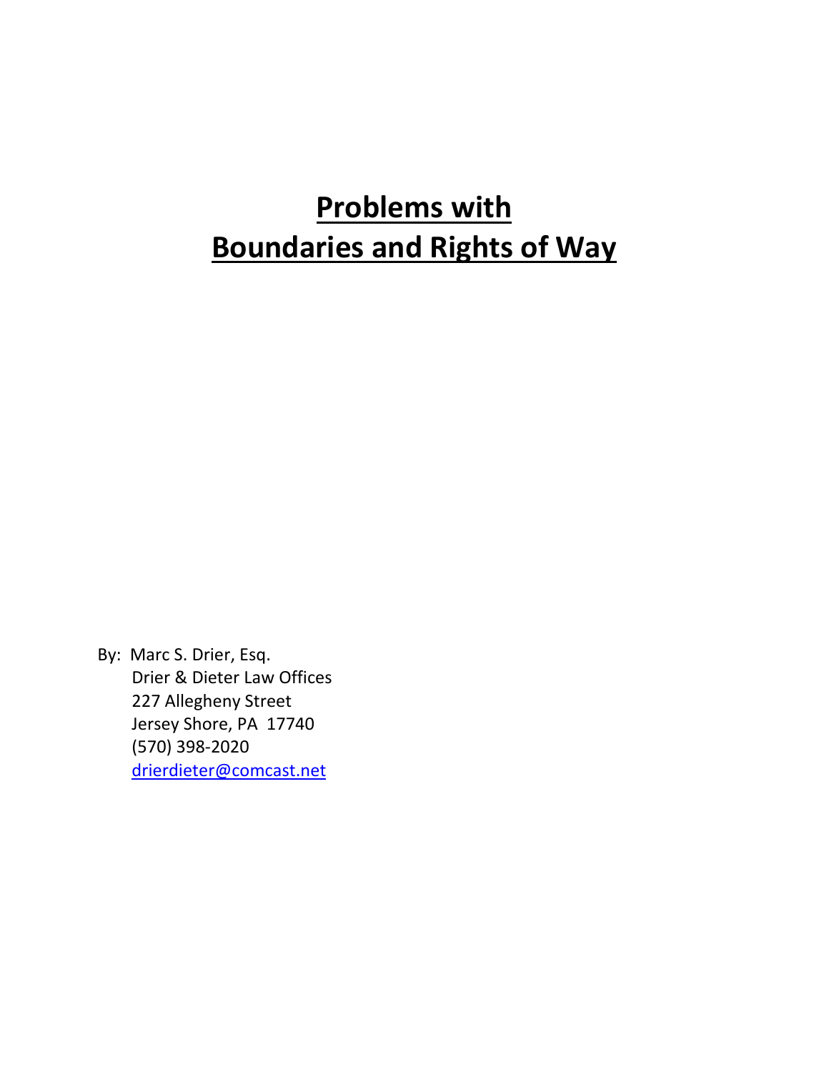# **Problems with Boundaries and Rights of Way**

By: Marc S. Drier, Esq.
Drier & Dieter Law Offices
227 Allegheny Street
Jersey Shore, PA 17740
(570) 398-2020
drierdieter@comcast.net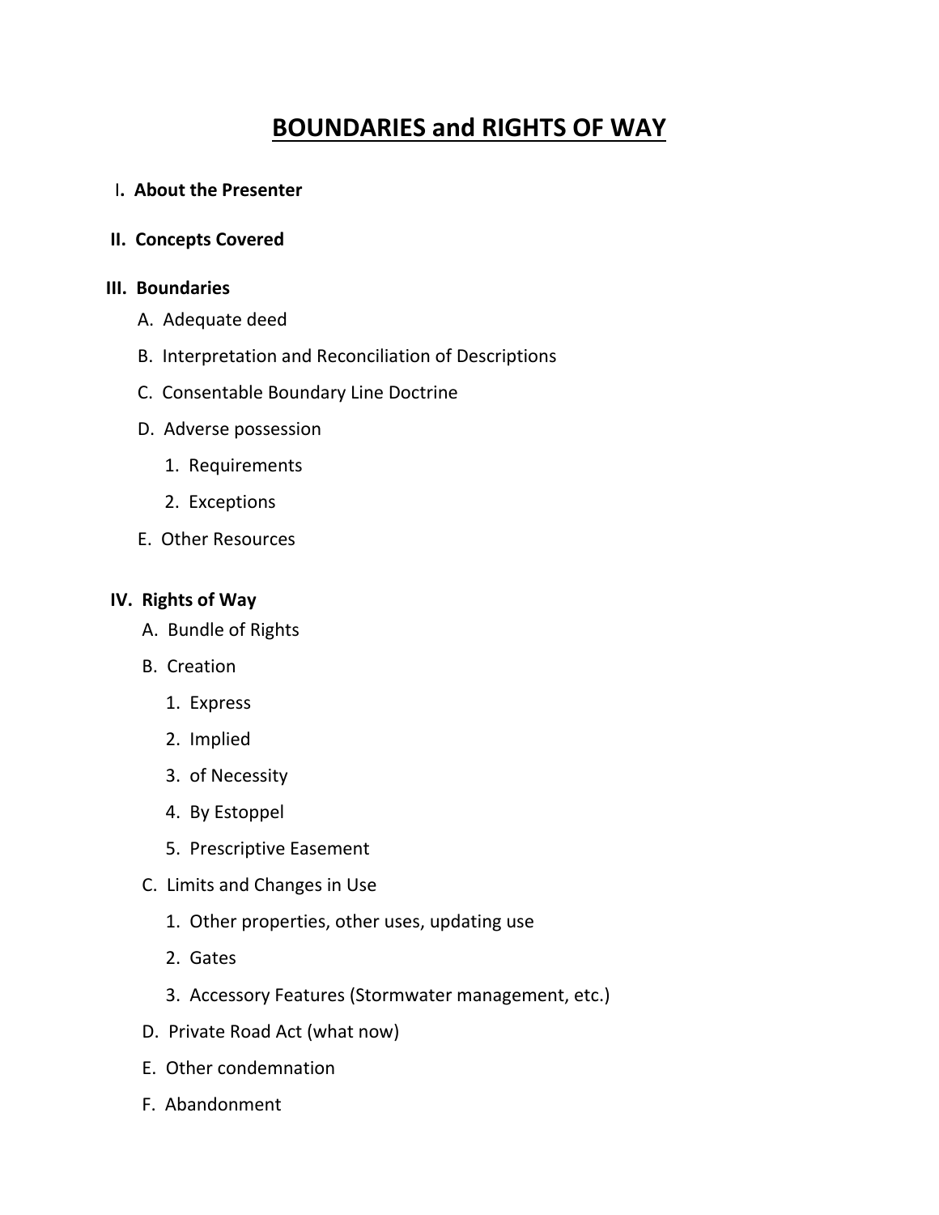# BOUNDARIES and RIGHTS OF WAY

**I. About the Presenter**

**II. Concepts Covered**

**III. Boundaries**

A. Adequate deed

B. Interpretation and Reconciliation of Descriptions

C. Consentable Boundary Line Doctrine

D. Adverse possession

1. Requirements
2. Exceptions

E. Other Resources

**IV. Rights of Way**

A. Bundle of Rights

B. Creation

1. Express
2. Implied
3. of Necessity
4. By Estoppel
5. Prescriptive Easement

C. Limits and Changes in Use

1. Other properties, other uses, updating use
2. Gates
3. Accessory Features (Stormwater management, etc.)

D. Private Road Act (what now)

E. Other condemnation

F. Abandonment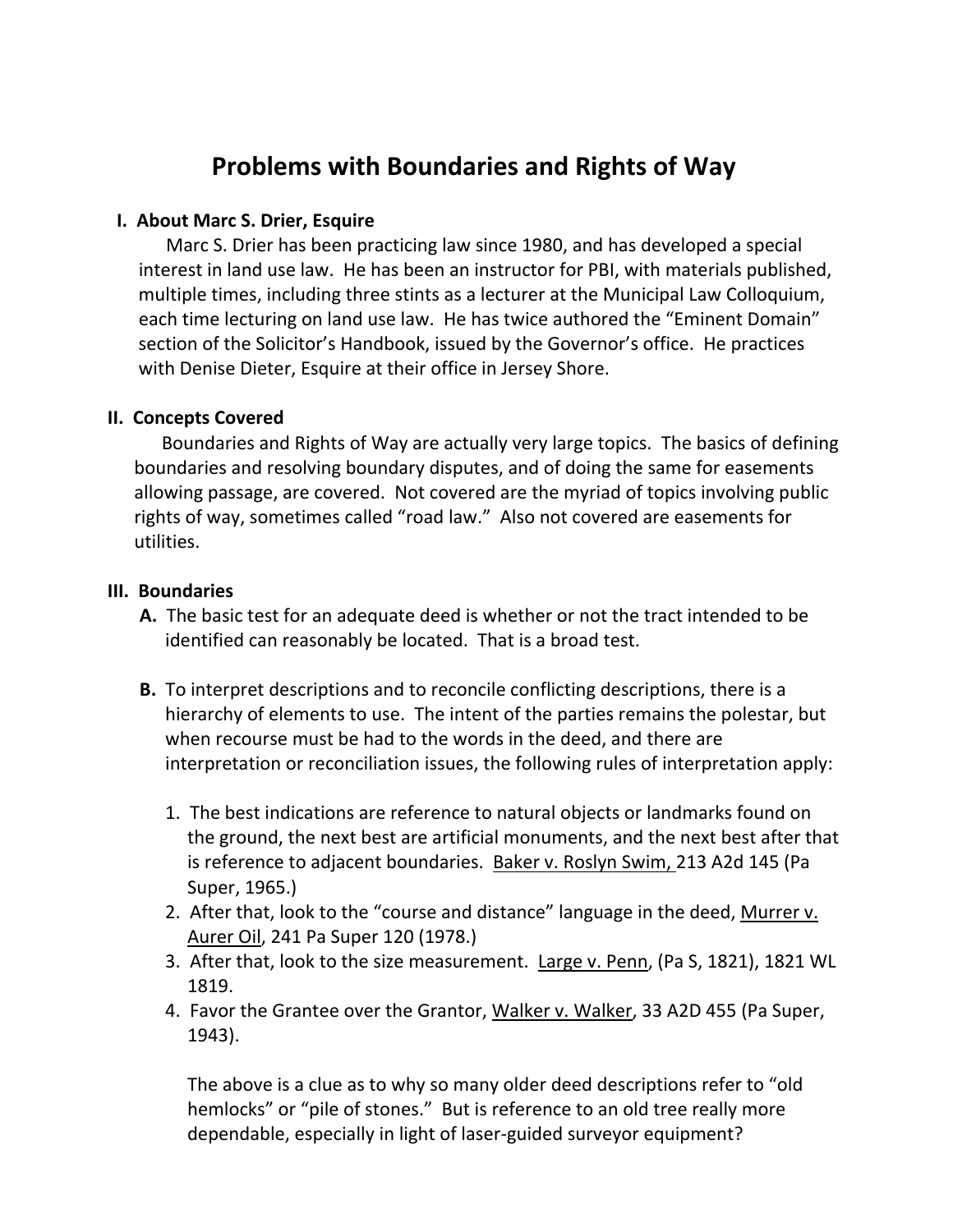# Problems with Boundaries and Rights of Way

## I. About Marc S. Drier, Esquire

Marc S. Drier has been practicing law since 1980, and has developed a special interest in land use law. He has been an instructor for PBI, with materials published, multiple times, including three stints as a lecturer at the Municipal Law Colloquium, each time lecturing on land use law. He has twice authored the "Eminent Domain" section of the Solicitor's Handbook, issued by the Governor's office. He practices with Denise Dieter, Esquire at their office in Jersey Shore.

## II. Concepts Covered

Boundaries and Rights of Way are actually very large topics. The basics of defining boundaries and resolving boundary disputes, and of doing the same for easements allowing passage, are covered. Not covered are the myriad of topics involving public rights of way, sometimes called "road law." Also not covered are easements for utilities.

## III. Boundaries

**A.** The basic test for an adequate deed is whether or not the tract intended to be identified can reasonably be located. That is a broad test.

**B.** To interpret descriptions and to reconcile conflicting descriptions, there is a hierarchy of elements to use. The intent of the parties remains the polestar, but when recourse must be had to the words in the deed, and there are interpretation or reconciliation issues, the following rules of interpretation apply:

1. The best indications are reference to natural objects or landmarks found on the ground, the next best are artificial monuments, and the next best after that is reference to adjacent boundaries. Baker v. Roslyn Swim, 213 A2d 145 (Pa Super, 1965.)
2. After that, look to the "course and distance" language in the deed, Murrer v. Aurer Oil, 241 Pa Super 120 (1978.)
3. After that, look to the size measurement. Large v. Penn, (Pa S, 1821), 1821 WL 1819.
4. Favor the Grantee over the Grantor, Walker v. Walker, 33 A2D 455 (Pa Super, 1943).

The above is a clue as to why so many older deed descriptions refer to "old hemlocks" or "pile of stones." But is reference to an old tree really more dependable, especially in light of laser-guided surveyor equipment?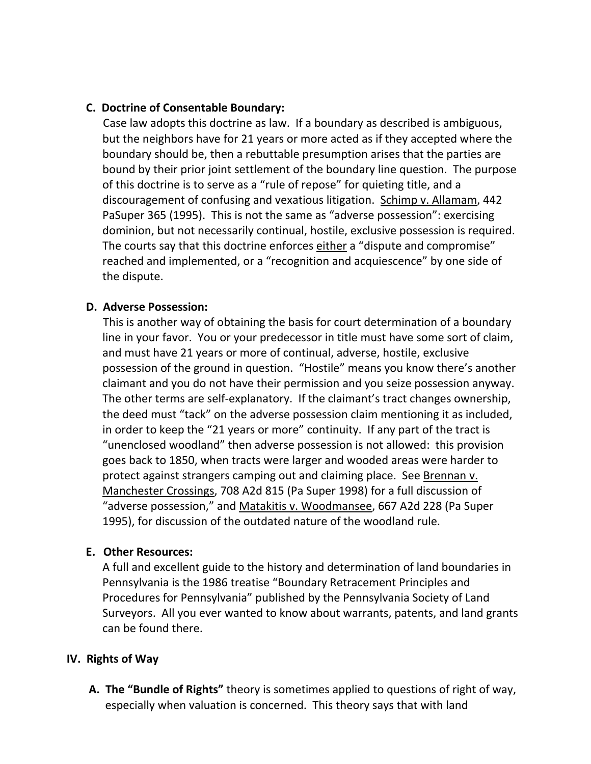### C. Doctrine of Consentable Boundary:

Case law adopts this doctrine as law. If a boundary as described is ambiguous, but the neighbors have for 21 years or more acted as if they accepted where the boundary should be, then a rebuttable presumption arises that the parties are bound by their prior joint settlement of the boundary line question. The purpose of this doctrine is to serve as a "rule of repose" for quieting title, and a discouragement of confusing and vexatious litigation. Schimp v. Allamam, 442 PaSuper 365 (1995). This is not the same as "adverse possession": exercising dominion, but not necessarily continual, hostile, exclusive possession is required. The courts say that this doctrine enforces either a "dispute and compromise" reached and implemented, or a "recognition and acquiescence" by one side of the dispute.

### D. Adverse Possession:

This is another way of obtaining the basis for court determination of a boundary line in your favor. You or your predecessor in title must have some sort of claim, and must have 21 years or more of continual, adverse, hostile, exclusive possession of the ground in question. "Hostile" means you know there's another claimant and you do not have their permission and you seize possession anyway. The other terms are self-explanatory. If the claimant's tract changes ownership, the deed must "tack" on the adverse possession claim mentioning it as included, in order to keep the "21 years or more" continuity. If any part of the tract is "unenclosed woodland" then adverse possession is not allowed: this provision goes back to 1850, when tracts were larger and wooded areas were harder to protect against strangers camping out and claiming place. See Brennan v. Manchester Crossings, 708 A2d 815 (Pa Super 1998) for a full discussion of "adverse possession," and Matakitis v. Woodmansee, 667 A2d 228 (Pa Super 1995), for discussion of the outdated nature of the woodland rule.

### E. Other Resources:

A full and excellent guide to the history and determination of land boundaries in Pennsylvania is the 1986 treatise "Boundary Retracement Principles and Procedures for Pennsylvania" published by the Pennsylvania Society of Land Surveyors. All you ever wanted to know about warrants, patents, and land grants can be found there.

## IV. Rights of Way

**A. The "Bundle of Rights"** theory is sometimes applied to questions of right of way, especially when valuation is concerned. This theory says that with land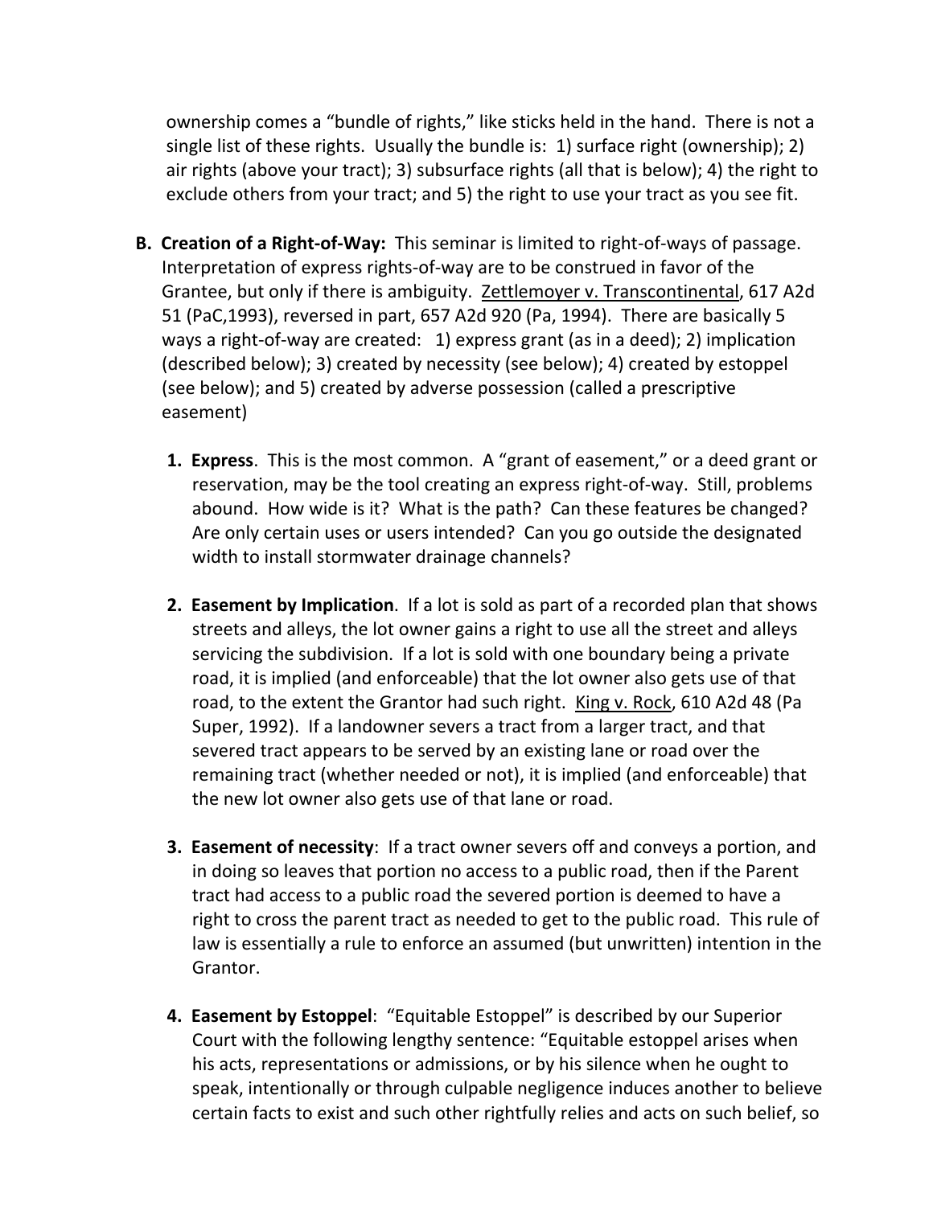ownership comes a "bundle of rights," like sticks held in the hand. There is not a single list of these rights. Usually the bundle is: 1) surface right (ownership); 2) air rights (above your tract); 3) subsurface rights (all that is below); 4) the right to exclude others from your tract; and 5) the right to use your tract as you see fit.

**B. Creation of a Right-of-Way:** This seminar is limited to right-of-ways of passage. Interpretation of express rights-of-way are to be construed in favor of the Grantee, but only if there is ambiguity. Zettlemoyer v. Transcontinental, 617 A2d 51 (PaC,1993), reversed in part, 657 A2d 920 (Pa, 1994). There are basically 5 ways a right-of-way are created: 1) express grant (as in a deed); 2) implication (described below); 3) created by necessity (see below); 4) created by estoppel (see below); and 5) created by adverse possession (called a prescriptive easement)

1. **Express**. This is the most common. A "grant of easement," or a deed grant or reservation, may be the tool creating an express right-of-way. Still, problems abound. How wide is it? What is the path? Can these features be changed? Are only certain uses or users intended? Can you go outside the designated width to install stormwater drainage channels?

2. **Easement by Implication**. If a lot is sold as part of a recorded plan that shows streets and alleys, the lot owner gains a right to use all the street and alleys servicing the subdivision. If a lot is sold with one boundary being a private road, it is implied (and enforceable) that the lot owner also gets use of that road, to the extent the Grantor had such right. King v. Rock, 610 A2d 48 (Pa Super, 1992). If a landowner severs a tract from a larger tract, and that severed tract appears to be served by an existing lane or road over the remaining tract (whether needed or not), it is implied (and enforceable) that the new lot owner also gets use of that lane or road.

3. **Easement of necessity**: If a tract owner severs off and conveys a portion, and in doing so leaves that portion no access to a public road, then if the Parent tract had access to a public road the severed portion is deemed to have a right to cross the parent tract as needed to get to the public road. This rule of law is essentially a rule to enforce an assumed (but unwritten) intention in the Grantor.

4. **Easement by Estoppel**: "Equitable Estoppel" is described by our Superior Court with the following lengthy sentence: "Equitable estoppel arises when his acts, representations or admissions, or by his silence when he ought to speak, intentionally or through culpable negligence induces another to believe certain facts to exist and such other rightfully relies and acts on such belief, so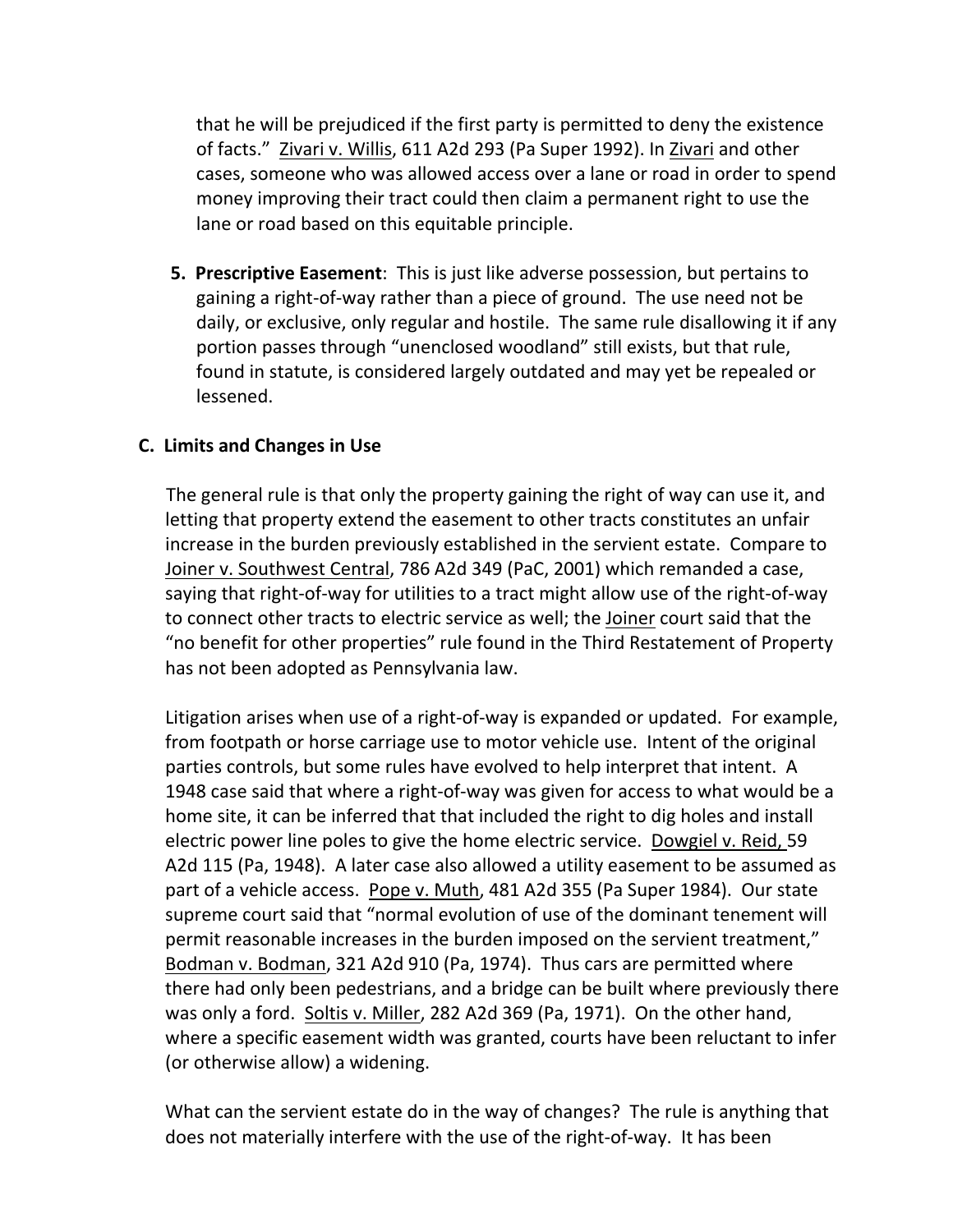that he will be prejudiced if the first party is permitted to deny the existence of facts." Zivari v. Willis, 611 A2d 293 (Pa Super 1992). In Zivari and other cases, someone who was allowed access over a lane or road in order to spend money improving their tract could then claim a permanent right to use the lane or road based on this equitable principle.

5. **Prescriptive Easement**: This is just like adverse possession, but pertains to gaining a right-of-way rather than a piece of ground. The use need not be daily, or exclusive, only regular and hostile. The same rule disallowing it if any portion passes through "unenclosed woodland" still exists, but that rule, found in statute, is considered largely outdated and may yet be repealed or lessened.

### C. Limits and Changes in Use

The general rule is that only the property gaining the right of way can use it, and letting that property extend the easement to other tracts constitutes an unfair increase in the burden previously established in the servient estate. Compare to Joiner v. Southwest Central, 786 A2d 349 (PaC, 2001) which remanded a case, saying that right-of-way for utilities to a tract might allow use of the right-of-way to connect other tracts to electric service as well; the Joiner court said that the "no benefit for other properties" rule found in the Third Restatement of Property has not been adopted as Pennsylvania law.

Litigation arises when use of a right-of-way is expanded or updated. For example, from footpath or horse carriage use to motor vehicle use. Intent of the original parties controls, but some rules have evolved to help interpret that intent. A 1948 case said that where a right-of-way was given for access to what would be a home site, it can be inferred that that included the right to dig holes and install electric power line poles to give the home electric service. Dowgiel v. Reid, 59 A2d 115 (Pa, 1948). A later case also allowed a utility easement to be assumed as part of a vehicle access. Pope v. Muth, 481 A2d 355 (Pa Super 1984). Our state supreme court said that "normal evolution of use of the dominant tenement will permit reasonable increases in the burden imposed on the servient treatment," Bodman v. Bodman, 321 A2d 910 (Pa, 1974). Thus cars are permitted where there had only been pedestrians, and a bridge can be built where previously there was only a ford. Soltis v. Miller, 282 A2d 369 (Pa, 1971). On the other hand, where a specific easement width was granted, courts have been reluctant to infer (or otherwise allow) a widening.

What can the servient estate do in the way of changes? The rule is anything that does not materially interfere with the use of the right-of-way. It has been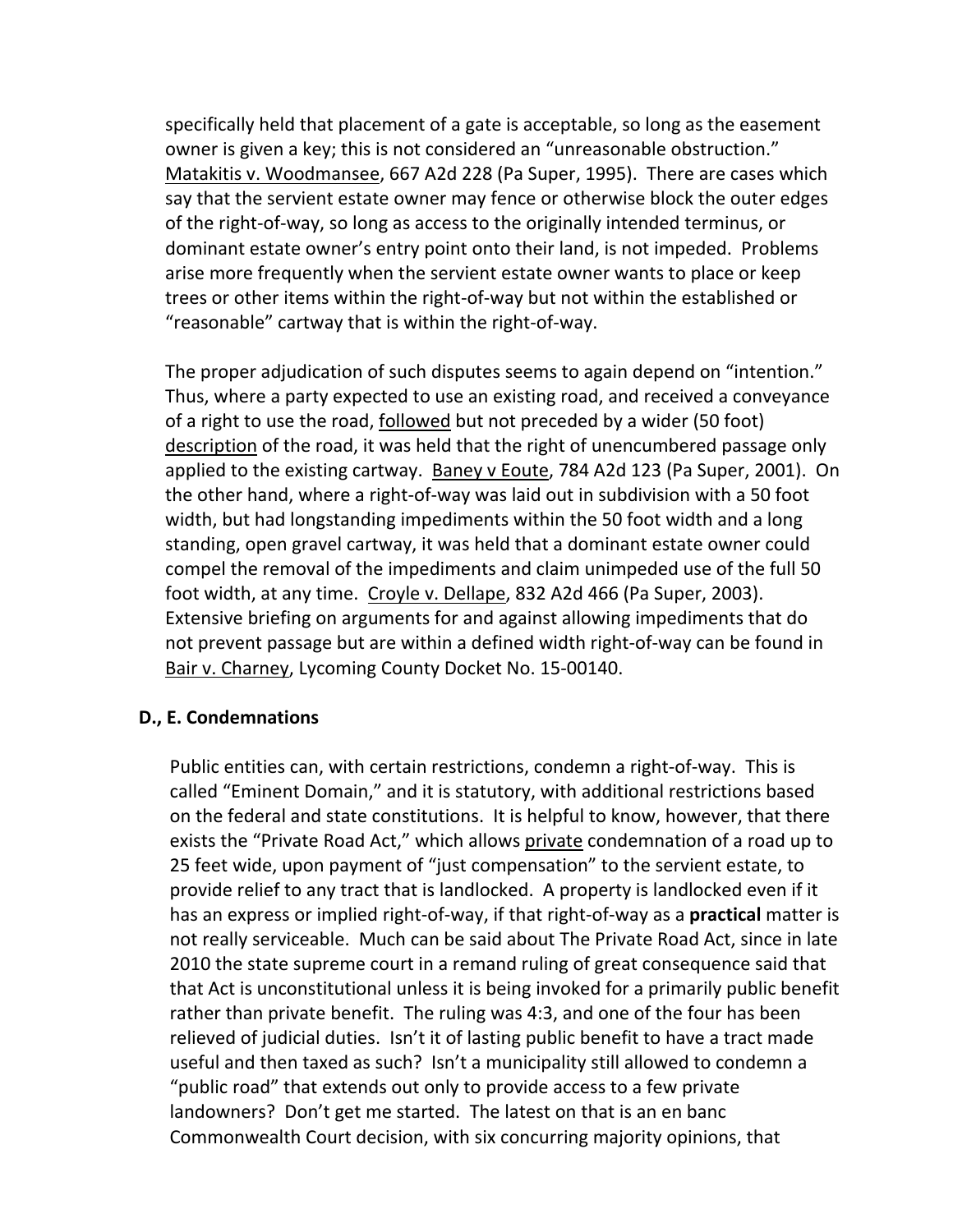specifically held that placement of a gate is acceptable, so long as the easement owner is given a key; this is not considered an "unreasonable obstruction." Matakitis v. Woodmansee, 667 A2d 228 (Pa Super, 1995). There are cases which say that the servient estate owner may fence or otherwise block the outer edges of the right-of-way, so long as access to the originally intended terminus, or dominant estate owner's entry point onto their land, is not impeded. Problems arise more frequently when the servient estate owner wants to place or keep trees or other items within the right-of-way but not within the established or "reasonable" cartway that is within the right-of-way.

The proper adjudication of such disputes seems to again depend on "intention." Thus, where a party expected to use an existing road, and received a conveyance of a right to use the road, followed but not preceded by a wider (50 foot) description of the road, it was held that the right of unencumbered passage only applied to the existing cartway. Baney v Eoute, 784 A2d 123 (Pa Super, 2001). On the other hand, where a right-of-way was laid out in subdivision with a 50 foot width, but had longstanding impediments within the 50 foot width and a long standing, open gravel cartway, it was held that a dominant estate owner could compel the removal of the impediments and claim unimpeded use of the full 50 foot width, at any time. Croyle v. Dellape, 832 A2d 466 (Pa Super, 2003). Extensive briefing on arguments for and against allowing impediments that do not prevent passage but are within a defined width right-of-way can be found in Bair v. Charney, Lycoming County Docket No. 15-00140.

### D., E. Condemnations

Public entities can, with certain restrictions, condemn a right-of-way. This is called "Eminent Domain," and it is statutory, with additional restrictions based on the federal and state constitutions. It is helpful to know, however, that there exists the "Private Road Act," which allows private condemnation of a road up to 25 feet wide, upon payment of "just compensation" to the servient estate, to provide relief to any tract that is landlocked. A property is landlocked even if it has an express or implied right-of-way, if that right-of-way as a **practical** matter is not really serviceable. Much can be said about The Private Road Act, since in late 2010 the state supreme court in a remand ruling of great consequence said that that Act is unconstitutional unless it is being invoked for a primarily public benefit rather than private benefit. The ruling was 4:3, and one of the four has been relieved of judicial duties. Isn't it of lasting public benefit to have a tract made useful and then taxed as such? Isn't a municipality still allowed to condemn a "public road" that extends out only to provide access to a few private landowners? Don't get me started. The latest on that is an en banc Commonwealth Court decision, with six concurring majority opinions, that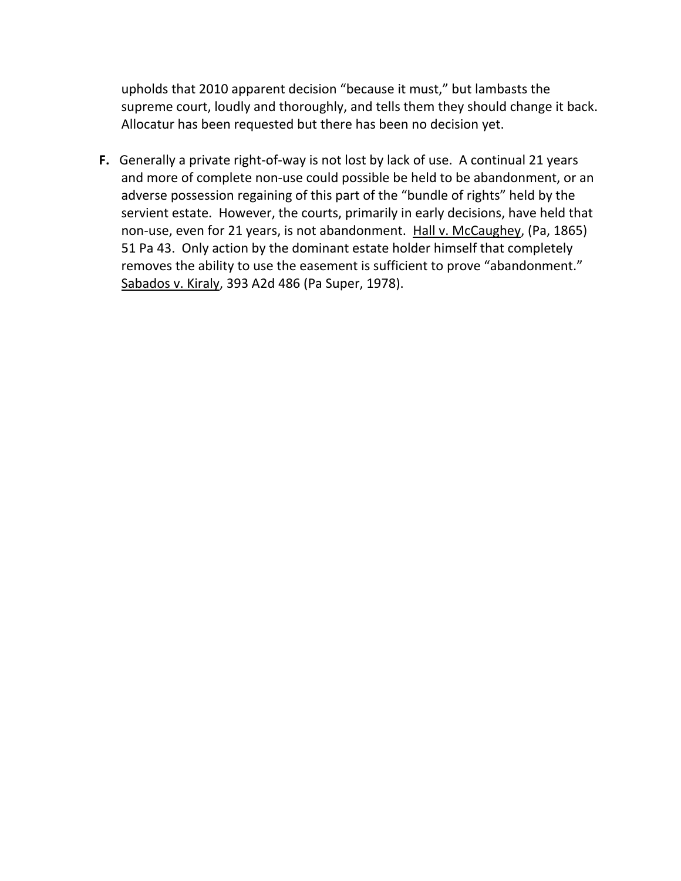upholds that 2010 apparent decision "because it must," but lambasts the supreme court, loudly and thoroughly, and tells them they should change it back. Allocatur has been requested but there has been no decision yet.

**F.** Generally a private right-of-way is not lost by lack of use. A continual 21 years and more of complete non-use could possible be held to be abandonment, or an adverse possession regaining of this part of the "bundle of rights" held by the servient estate. However, the courts, primarily in early decisions, have held that non-use, even for 21 years, is not abandonment. Hall v. McCaughey, (Pa, 1865) 51 Pa 43. Only action by the dominant estate holder himself that completely removes the ability to use the easement is sufficient to prove "abandonment." Sabados v. Kiraly, 393 A2d 486 (Pa Super, 1978).